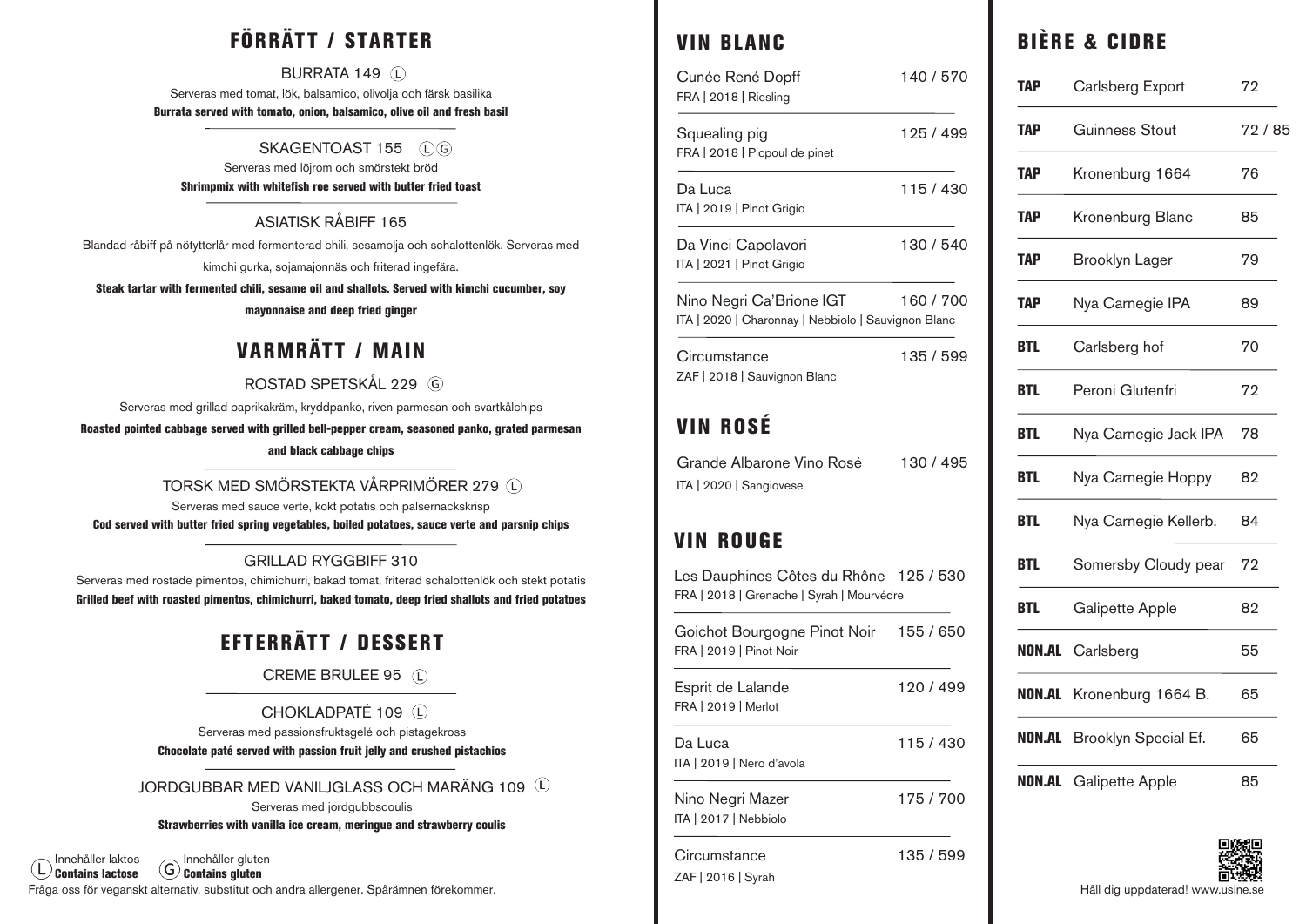## FÖRRÄTT / STARTER

BURRATA 149 (L)

Serveras med tomat, lök, balsamico, olivolja och färsk basilika

**Burrata served with tomato, onion, balsamico, olive oil and fresh basil**

SKAGENTOAST 155 (L)(G)

Serveras med löjrom och smörstekt bröd

**Shrimpmix with whitefish roe served with butter fried toast**

ASIATISK RÅBIFF 165

Blandad råbiff på nötytterlår med fermenterad chili, sesamolja och schalottenlök. Serveras med kimchi gurka, sojamajonnäs och friterad ingefära.

**Steak tartar with fermented chili, sesame oil and shallots. Served with kimchi cucumber, soy mayonnaise and deep fried ginger**

## VARMRÄTT / MAIN

ROSTAD SPETSKÅL 229 (G)

Serveras med grillad paprikakräm, kryddpanko, riven parmesan och svartkålchips

**Roasted pointed cabbage served with grilled bell-pepper cream, seasoned panko, grated parmesan and black cabbage chips**

TORSK MED SMÖRSTEKTA VÅRPRIMÖRER 279 (L)

Serveras med sauce verte, kokt potatis och palsernacksknsp

**Cod served with butter fried spring vegetables, boiled potatoes, sauce verte and parsnip chips**

GRILLAD RYGGBIFF 310

Serveras med rostade pimentos, chimichurri, bakad tomat, friterad schalottenlök och stekt potatis

**Grilled beef with roasted pimentos, chimichurri, baked tomato, deep fried shallots and fried potatoes**

## EFTERRÄTT / DESSERT

CREME BRULEE 95 (L)

CHOKLADPATÉ 109 (L)

Serveras med passionsfruktsgelé och pistagekross

**Chocolate paté served with passion fruit jelly and crushed pistachios**

JORDGUBBAR MED VANILJGLASS OCH MARÄNG 109 (L)

Serveras med jordgubbscoulis

**Strawberries with vanilla ice cream, meringue and strawberry coulis**

(L) Innehåller laktos **Contains lactose** (G) Innehåller gluten **Contains gluten**

Fråga oss för veganskt alternativ, substitut och andra allergener. Spårämnen förekommer.

## VIN BLANC

| Vin | Pris |
|---|---|
| Cunée René Dopff<br>FRA \| 2018 \| Riesling | 140 / 570 |
| Squealing pig<br>FRA \| 2018 \| Picpoul de pinet | 125 / 499 |
| Da Luca<br>ITA \| 2019 \| Pinot Grigio | 115 / 430 |
| Da Vinci Capolavori<br>ITA \| 2021 \| Pinot Grigio | 130 / 540 |
| Nino Negri Ca'Brione IGT<br>ITA \| 2020 \| Charonnay \| Nebbiolo \| Sauvignon Blanc | 160 / 700 |
| Circumstance<br>ZAF \| 2018 \| Sauvignon Blanc | 135 / 599 |

## VIN ROSÉ

| Vin | Pris |
|---|---|
| Grande Albarone Vino Rosé<br>ITA \| 2020 \| Sangiovese | 130 / 495 |

## VIN ROUGE

| Vin | Pris |
|---|---|
| Les Dauphines Côtes du Rhône<br>FRA \| 2018 \| Grenache \| Syrah \| Mourvédre | 125 / 530 |
| Goichot Bourgogne Pinot Noir<br>FRA \| 2019 \| Pinot Noir | 155 / 650 |
| Esprit de Lalande<br>FRA \| 2019 \| Merlot | 120 / 499 |
| Da Luca<br>ITA \| 2019 \| Nero d'avola | 115 / 430 |
| Nino Negri Mazer<br>ITA \| 2017 \| Nebbiolo | 175 / 700 |
| Circumstance<br>ZAF \| 2016 \| Syrah | 135 / 599 |

## BIÈRE & CIDRE

| Typ | Namn | Pris |
|---|---|---|
| **TAP** | Carlsberg Export | 72 |
| **TAP** | Guinness Stout | 72 / 85 |
| **TAP** | Kronenburg 1664 | 76 |
| **TAP** | Kronenburg Blanc | 85 |
| **TAP** | Brooklyn Lager | 79 |
| **TAP** | Nya Carnegie IPA | 89 |
| **BTL** | Carlsberg hof | 70 |
| **BTL** | Peroni Glutenfri | 72 |
| **BTL** | Nya Carnegie Jack IPA | 78 |
| **BTL** | Nya Carnegie Hoppy | 82 |
| **BTL** | Nya Carnegie Kellerb. | 84 |
| **BTL** | Somersby Cloudy pear | 72 |
| **BTL** | Galipette Apple | 82 |
| **NON.AL** | Carlsberg | 55 |
| **NON.AL** | Kronenburg 1664 B. | 65 |
| **NON.AL** | Brooklyn Special Ef. | 65 |
| **NON.AL** | Galipette Apple | 85 |

Håll dig uppdaterad! www.usine.se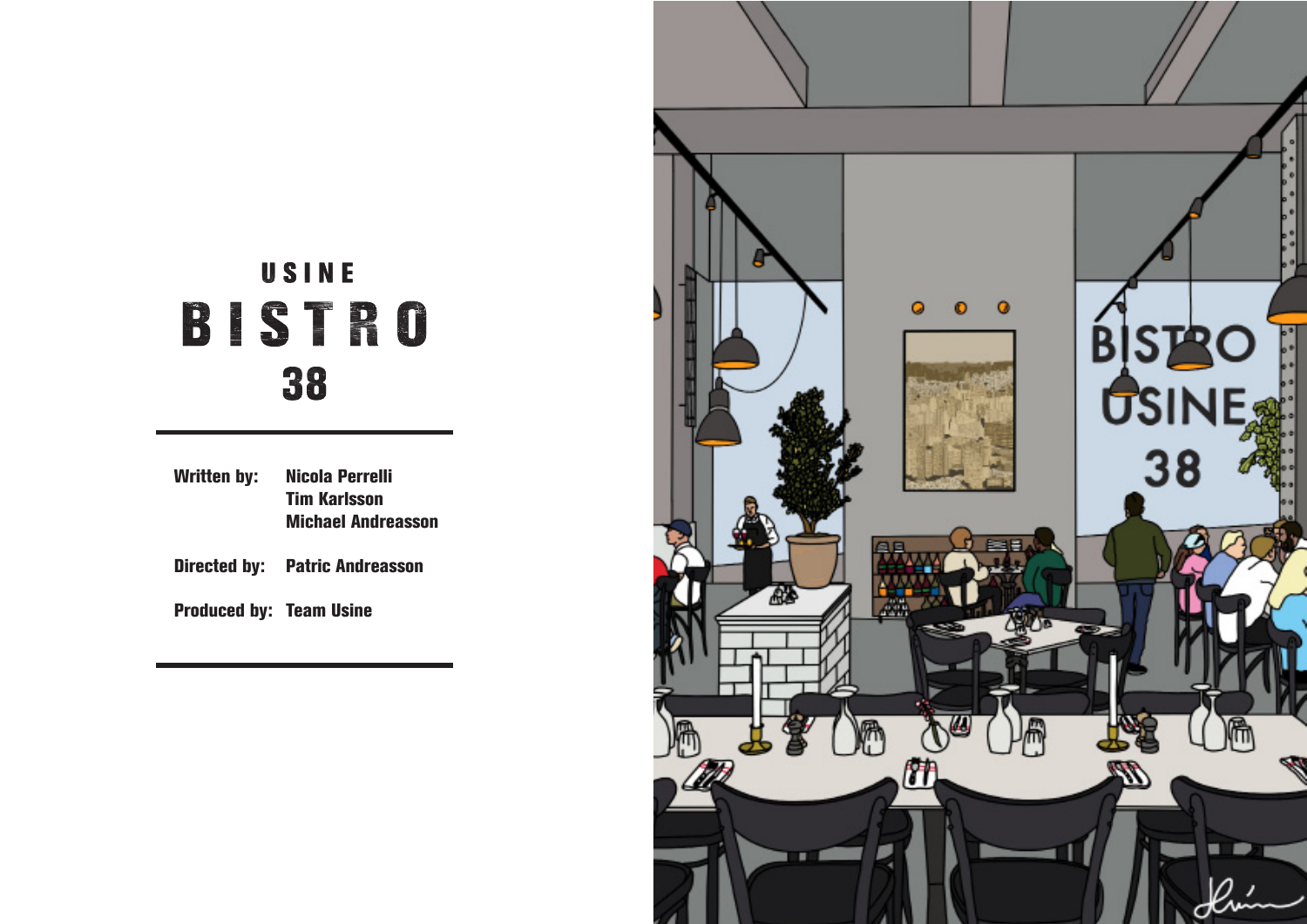# USINE BISTRO 38

| | |
|---|---|
| **Written by:** | **Nicola Perrelli** |
| | **Tim Karlsson** |
| | **Michael Andreasson** |
| **Directed by:** | **Patric Andreasson** |
| **Produced by:** | **Team Usine** |